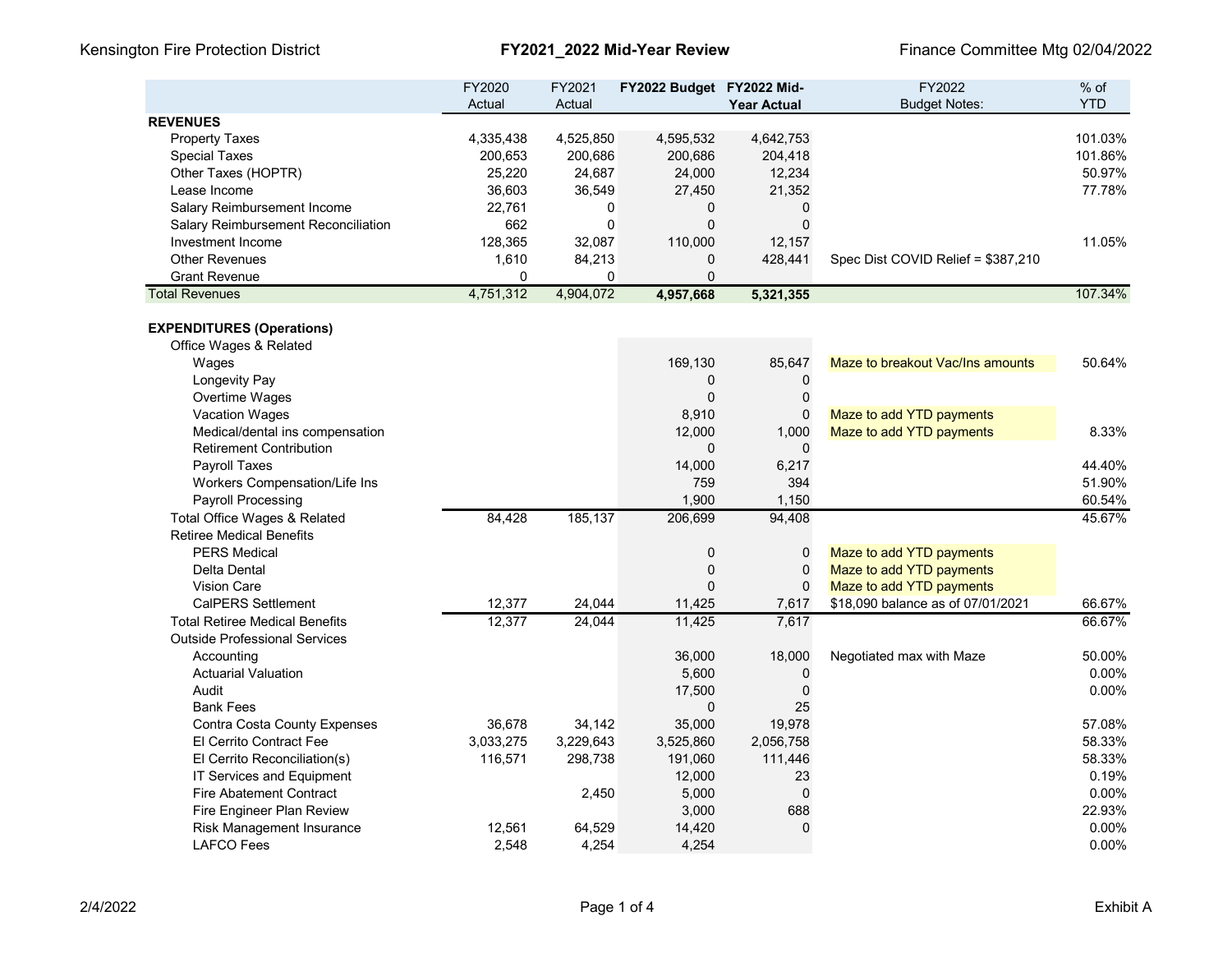Kensington Fire Protection District — **FY2021_2022 Mid-Year Review** — Finance Committee Mtg 02/04/2022

| | FY2020 Actual | FY2021 Actual | FY2022 Budget | FY2022 Mid-Year Actual | FY2022 Budget Notes: | % of YTD |
|---|---|---|---|---|---|---|
| **REVENUES** | | | | | | |
| Property Taxes | 4,335,438 | 4,525,850 | 4,595,532 | 4,642,753 | | 101.03% |
| Special Taxes | 200,653 | 200,686 | 200,686 | 204,418 | | 101.86% |
| Other Taxes (HOPTR) | 25,220 | 24,687 | 24,000 | 12,234 | | 50.97% |
| Lease Income | 36,603 | 36,549 | 27,450 | 21,352 | | 77.78% |
| Salary Reimbursement Income | 22,761 | 0 | 0 | 0 | | |
| Salary Reimbursement Reconciliation | 662 | 0 | 0 | 0 | | |
| Investment Income | 128,365 | 32,087 | 110,000 | 12,157 | | 11.05% |
| Other Revenues | 1,610 | 84,213 | 0 | 428,441 | Spec Dist COVID Relief = $387,210 | |
| Grant Revenue | 0 | 0 | 0 | | | |
| Total Revenues | 4,751,312 | 4,904,072 | **4,957,668** | **5,321,355** | | 107.34% |
| | | | | | | |
| **EXPENDITURES (Operations)** | | | | | | |
| Office Wages & Related | | | | | | |
| Wages | | | 169,130 | 85,647 | Maze to breakout Vac/Ins amounts | 50.64% |
| Longevity Pay | | | 0 | 0 | | |
| Overtime Wages | | | 0 | 0 | | |
| Vacation Wages | | | 8,910 | 0 | Maze to add YTD payments | |
| Medical/dental ins compensation | | | 12,000 | 1,000 | Maze to add YTD payments | 8.33% |
| Retirement Contribution | | | 0 | 0 | | |
| Payroll Taxes | | | 14,000 | 6,217 | | 44.40% |
| Workers Compensation/Life Ins | | | 759 | 394 | | 51.90% |
| Payroll Processing | | | 1,900 | 1,150 | | 60.54% |
| Total Office Wages & Related | 84,428 | 185,137 | 206,699 | 94,408 | | 45.67% |
| Retiree Medical Benefits | | | | | | |
| PERS Medical | | | 0 | 0 | Maze to add YTD payments | |
| Delta Dental | | | 0 | 0 | Maze to add YTD payments | |
| Vision Care | | | 0 | 0 | Maze to add YTD payments | |
| CalPERS Settlement | 12,377 | 24,044 | 11,425 | 7,617 | $18,090 balance as of 07/01/2021 | 66.67% |
| Total Retiree Medical Benefits | 12,377 | 24,044 | 11,425 | 7,617 | | 66.67% |
| Outside Professional Services | | | | | | |
| Accounting | | | 36,000 | 18,000 | Negotiated max with Maze | 50.00% |
| Actuarial Valuation | | | 5,600 | 0 | | 0.00% |
| Audit | | | 17,500 | 0 | | 0.00% |
| Bank Fees | | | 0 | 25 | | |
| Contra Costa County Expenses | 36,678 | 34,142 | 35,000 | 19,978 | | 57.08% |
| El Cerrito Contract Fee | 3,033,275 | 3,229,643 | 3,525,860 | 2,056,758 | | 58.33% |
| El Cerrito Reconciliation(s) | 116,571 | 298,738 | 191,060 | 111,446 | | 58.33% |
| IT Services and Equipment | | | 12,000 | 23 | | 0.19% |
| Fire Abatement Contract | | 2,450 | 5,000 | 0 | | 0.00% |
| Fire Engineer Plan Review | | | 3,000 | 688 | | 22.93% |
| Risk Management Insurance | 12,561 | 64,529 | 14,420 | 0 | | 0.00% |
| LAFCO Fees | 2,548 | 4,254 | 4,254 | | | 0.00% |

Exhibit A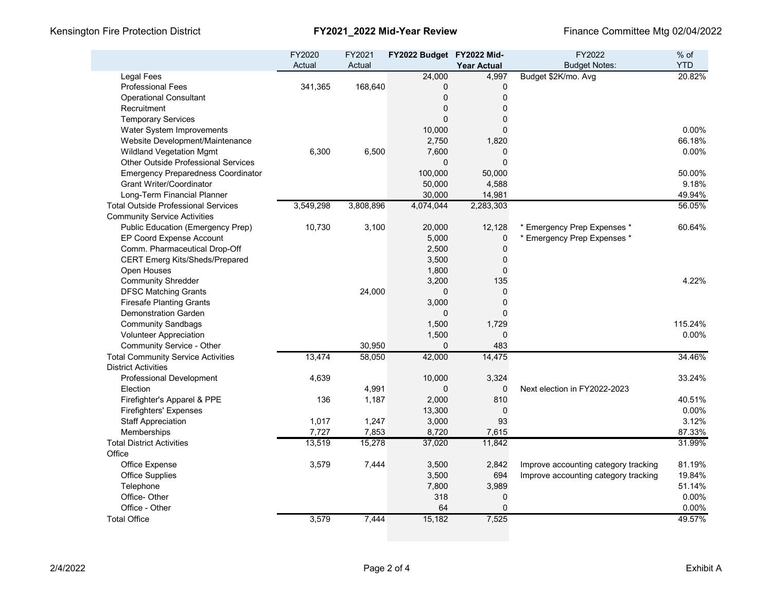| | FY2020 Actual | FY2021 Actual | FY2022 Budget | FY2022 Mid-Year Actual | FY2022 Budget Notes: | % of YTD |
|---|---|---|---|---|---|---|
| Legal Fees | | | 24,000 | 4,997 | Budget $2K/mo. Avg | 20.82% |
| Professional Fees | 341,365 | 168,640 | 0 | 0 | | |
| Operational Consultant | | | 0 | 0 | | |
| Recruitment | | | 0 | 0 | | |
| Temporary Services | | | 0 | 0 | | |
| Water System Improvements | | | 10,000 | 0 | | 0.00% |
| Website Development/Maintenance | | | 2,750 | 1,820 | | 66.18% |
| Wildland Vegetation Mgmt | 6,300 | 6,500 | 7,600 | 0 | | 0.00% |
| Other Outside Professional Services | | | 0 | 0 | | |
| Emergency Preparedness Coordinator | | | 100,000 | 50,000 | | 50.00% |
| Grant Writer/Coordinator | | | 50,000 | 4,588 | | 9.18% |
| Long-Term Financial Planner | | | 30,000 | 14,981 | | 49.94% |
| Total Outside Professional Services | 3,549,298 | 3,808,896 | 4,074,044 | 2,283,303 | | 56.05% |
| Community Service Activities | | | | | | |
| Public Education (Emergency Prep) | 10,730 | 3,100 | 20,000 | 12,128 | * Emergency Prep Expenses * | 60.64% |
| EP Coord Expense Account | | | 5,000 | 0 | * Emergency Prep Expenses * | |
| Comm. Pharmaceutical Drop-Off | | | 2,500 | 0 | | |
| CERT Emerg Kits/Sheds/Prepared | | | 3,500 | 0 | | |
| Open Houses | | | 1,800 | 0 | | |
| Community Shredder | | | 3,200 | 135 | | 4.22% |
| DFSC Matching Grants | | 24,000 | 0 | 0 | | |
| Firesafe Planting Grants | | | 3,000 | 0 | | |
| Demonstration Garden | | | 0 | 0 | | |
| Community Sandbags | | | 1,500 | 1,729 | | 115.24% |
| Volunteer Appreciation | | | 1,500 | 0 | | 0.00% |
| Community Service - Other | | 30,950 | 0 | 483 | | |
| Total Community Service Activities | 13,474 | 58,050 | 42,000 | 14,475 | | 34.46% |
| District Activities | | | | | | |
| Professional Development | 4,639 | | 10,000 | 3,324 | | 33.24% |
| Election | | 4,991 | 0 | 0 | Next election in FY2022-2023 | |
| Firefighter's Apparel & PPE | 136 | 1,187 | 2,000 | 810 | | 40.51% |
| Firefighters' Expenses | | | 13,300 | 0 | | 0.00% |
| Staff Appreciation | 1,017 | 1,247 | 3,000 | 93 | | 3.12% |
| Memberships | 7,727 | 7,853 | 8,720 | 7,615 | | 87.33% |
| Total District Activities | 13,519 | 15,278 | 37,020 | 11,842 | | 31.99% |
| Office | | | | | | |
| Office Expense | 3,579 | 7,444 | 3,500 | 2,842 | Improve accounting category tracking | 81.19% |
| Office Supplies | | | 3,500 | 694 | Improve accounting category tracking | 19.84% |
| Telephone | | | 7,800 | 3,989 | | 51.14% |
| Office- Other | | | 318 | 0 | | 0.00% |
| Office - Other | | | 64 | 0 | | 0.00% |
| Total Office | 3,579 | 7,444 | 15,182 | 7,525 | | 49.57% |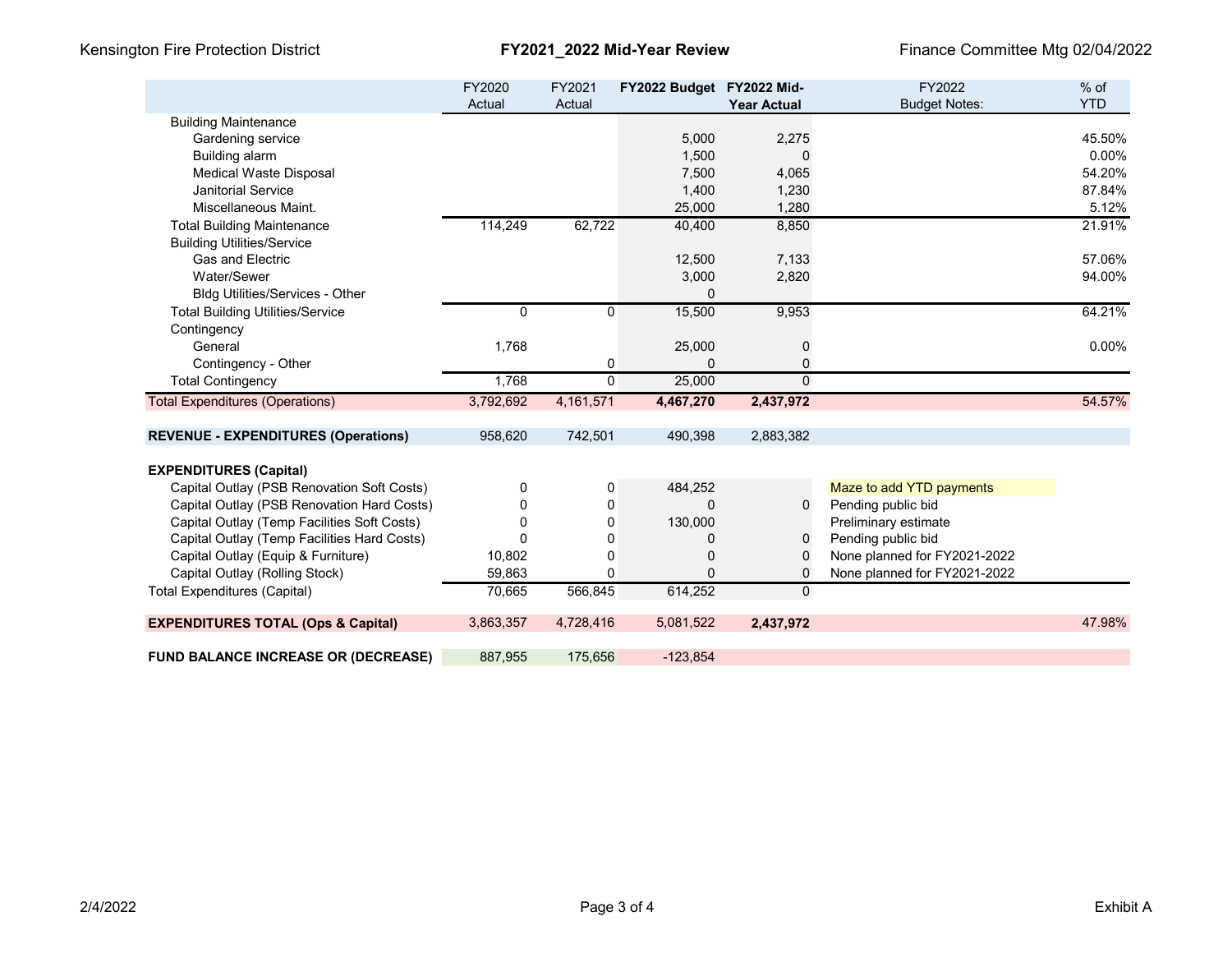| | FY2020 Actual | FY2021 Actual | FY2022 Budget | FY2022 Mid-Year Actual | FY2022 Budget Notes: | % of YTD |
|---|---|---|---|---|---|---|
| Building Maintenance | | | | | | |
| Gardening service | | | 5,000 | 2,275 | | 45.50% |
| Building alarm | | | 1,500 | 0 | | 0.00% |
| Medical Waste Disposal | | | 7,500 | 4,065 | | 54.20% |
| Janitorial Service | | | 1,400 | 1,230 | | 87.84% |
| Miscellaneous Maint. | | | 25,000 | 1,280 | | 5.12% |
| Total Building Maintenance | 114,249 | 62,722 | 40,400 | 8,850 | | 21.91% |
| Building Utilities/Service | | | | | | |
| Gas and Electric | | | 12,500 | 7,133 | | 57.06% |
| Water/Sewer | | | 3,000 | 2,820 | | 94.00% |
| Bldg Utilities/Services - Other | | | 0 | | | |
| Total Building Utilities/Service | 0 | 0 | 15,500 | 9,953 | | 64.21% |
| Contingency | | | | | | |
| General | 1,768 | | 25,000 | 0 | | 0.00% |
| Contingency - Other | | 0 | 0 | 0 | | |
| Total Contingency | 1,768 | 0 | 25,000 | 0 | | |
| Total Expenditures (Operations) | 3,792,692 | 4,161,571 | **4,467,270** | **2,437,972** | | 54.57% |
| | | | | | | |
| **REVENUE - EXPENDITURES (Operations)** | 958,620 | 742,501 | 490,398 | 2,883,382 | | |
| | | | | | | |
| **EXPENDITURES (Capital)** | | | | | | |
| Capital Outlay (PSB Renovation Soft Costs) | 0 | 0 | 484,252 | | Maze to add YTD payments | |
| Capital Outlay (PSB Renovation Hard Costs) | 0 | 0 | 0 | 0 | Pending public bid | |
| Capital Outlay (Temp Facilities Soft Costs) | 0 | 0 | 130,000 | | Preliminary estimate | |
| Capital Outlay (Temp Facilities Hard Costs) | 0 | 0 | 0 | 0 | Pending public bid | |
| Capital Outlay (Equip & Furniture) | 10,802 | 0 | 0 | 0 | None planned for FY2021-2022 | |
| Capital Outlay (Rolling Stock) | 59,863 | 0 | 0 | 0 | None planned for FY2021-2022 | |
| Total Expenditures (Capital) | 70,665 | 566,845 | 614,252 | 0 | | |
| | | | | | | |
| **EXPENDITURES TOTAL (Ops & Capital)** | 3,863,357 | 4,728,416 | 5,081,522 | **2,437,972** | | 47.98% |
| | | | | | | |
| **FUND BALANCE INCREASE OR (DECREASE)** | 887,955 | 175,656 | -123,854 | | | |

Exhibit A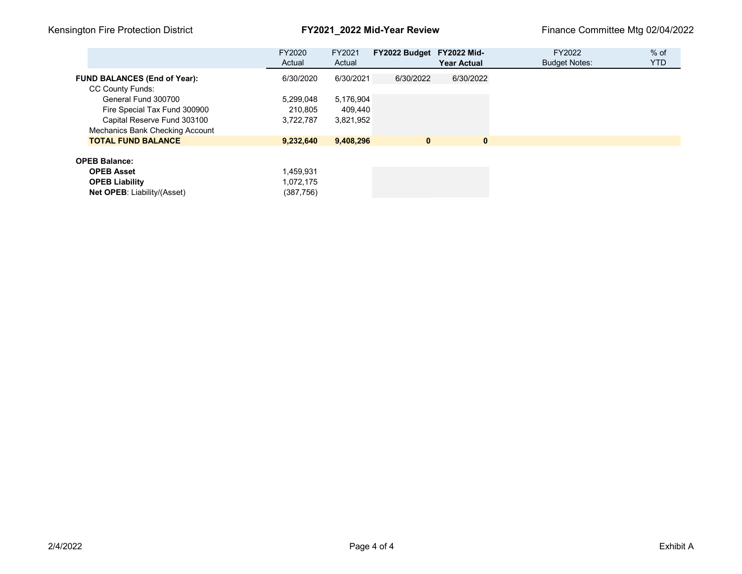| | FY2020 Actual | FY2021 Actual | FY2022 Budget | FY2022 Mid-Year Actual | FY2022 Budget Notes: | % of YTD |
|---|---|---|---|---|---|---|
| **FUND BALANCES (End of Year):** | 6/30/2020 | 6/30/2021 | 6/30/2022 | 6/30/2022 | | |
| CC County Funds: | | | | | | |
| General Fund 300700 | 5,299,048 | 5,176,904 | | | | |
| Fire Special Tax Fund 300900 | 210,805 | 409,440 | | | | |
| Capital Reserve Fund 303100 | 3,722,787 | 3,821,952 | | | | |
| Mechanics Bank Checking Account | | | | | | |
| **TOTAL FUND BALANCE** | **9,232,640** | **9,408,296** | **0** | **0** | | |
| | | | | | | |
| **OPEB Balance:** | | | | | | |
| **OPEB Asset** | 1,459,931 | | | | | |
| **OPEB Liability** | 1,072,175 | | | | | |
| **Net OPEB**: Liability/(Asset) | (387,756) | | | | | |

Exhibit A